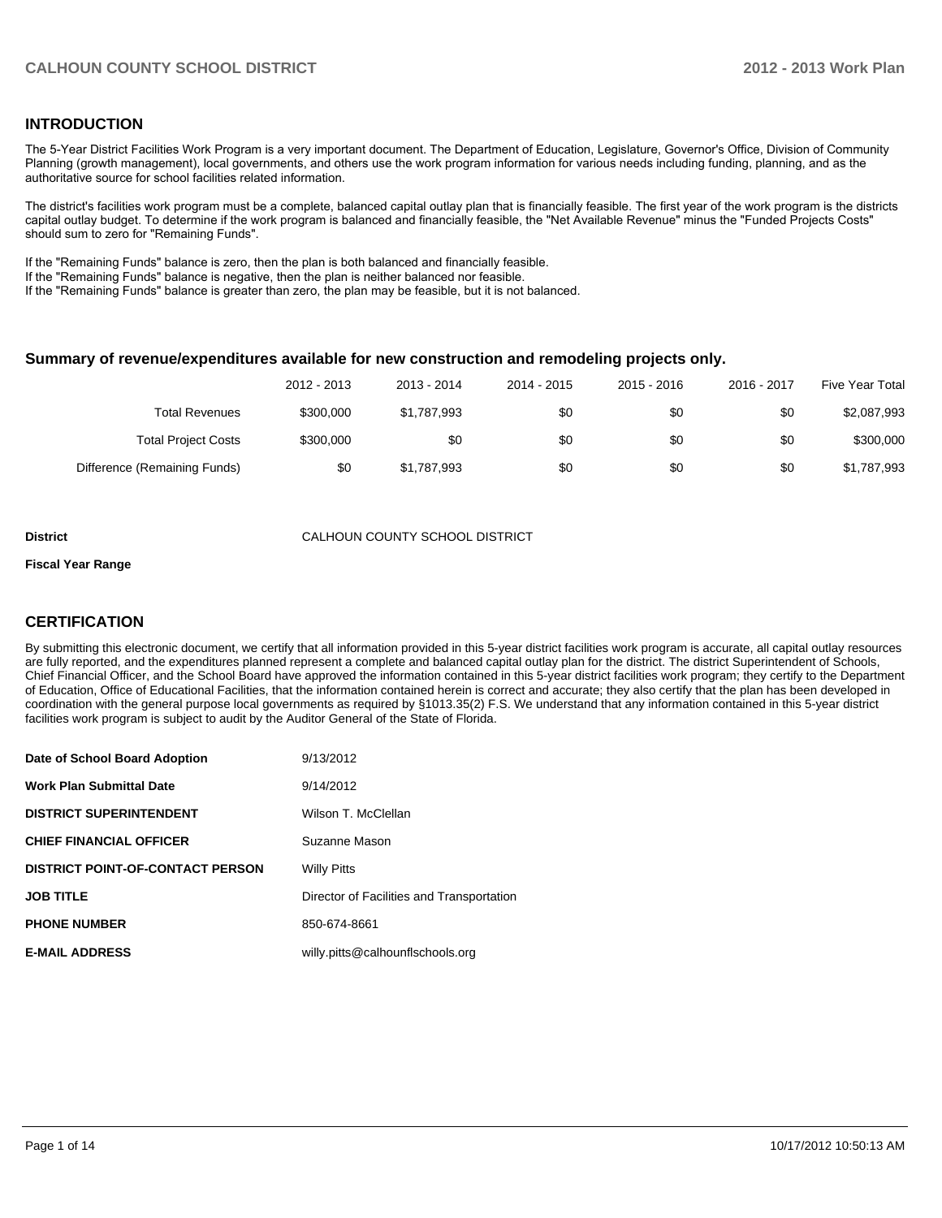## INTRODUCTION

The 5-Year District Facilities Work Program is a very important document. The Department of Education, Legislature, Governor's Office, Division of Community Planning (growth management), local governments, and others use the work program information for various needs including funding, planning, and as the authoritative source for school facilities related information.

The district's facilities work program must be a complete, balanced capital outlay plan that is financially feasible. The first year of the work program is the districts capital outlay budget. To determine if the work program is balanced and financially feasible, the "Net Available Revenue" minus the "Funded Projects Costs" should sum to zero for "Remaining Funds".

If the "Remaining Funds" balance is zero, then the plan is both balanced and financially feasible.
If the "Remaining Funds" balance is negative, then the plan is neither balanced nor feasible.
If the "Remaining Funds" balance is greater than zero, the plan may be feasible, but it is not balanced.

### Summary of revenue/expenditures available for new construction and remodeling projects only.

| | 2012 - 2013 | 2013 - 2014 | 2014 - 2015 | 2015 - 2016 | 2016 - 2017 | Five Year Total |
|---|---|---|---|---|---|---|
| Total Revenues | $300,000 | $1,787,993 | $0 | $0 | $0 | $2,087,993 |
| Total Project Costs | $300,000 | $0 | $0 | $0 | $0 | $300,000 |
| Difference (Remaining Funds) | $0 | $1,787,993 | $0 | $0 | $0 | $1,787,993 |

**District** CALHOUN COUNTY SCHOOL DISTRICT

**Fiscal Year Range**

## CERTIFICATION

By submitting this electronic document, we certify that all information provided in this 5-year district facilities work program is accurate, all capital outlay resources are fully reported, and the expenditures planned represent a complete and balanced capital outlay plan for the district. The district Superintendent of Schools, Chief Financial Officer, and the School Board have approved the information contained in this 5-year district facilities work program; they certify to the Department of Education, Office of Educational Facilities, that the information contained herein is correct and accurate; they also certify that the plan has been developed in coordination with the general purpose local governments as required by §1013.35(2) F.S. We understand that any information contained in this 5-year district facilities work program is subject to audit by the Auditor General of the State of Florida.

| | |
|---|---|
| **Date of School Board Adoption** | 9/13/2012 |
| **Work Plan Submittal Date** | 9/14/2012 |
| **DISTRICT SUPERINTENDENT** | Wilson T. McClellan |
| **CHIEF FINANCIAL OFFICER** | Suzanne Mason |
| **DISTRICT POINT-OF-CONTACT PERSON** | Willy Pitts |
| **JOB TITLE** | Director of Facilities and Transportation |
| **PHONE NUMBER** | 850-674-8661 |
| **E-MAIL ADDRESS** | willy.pitts@calhounflschools.org |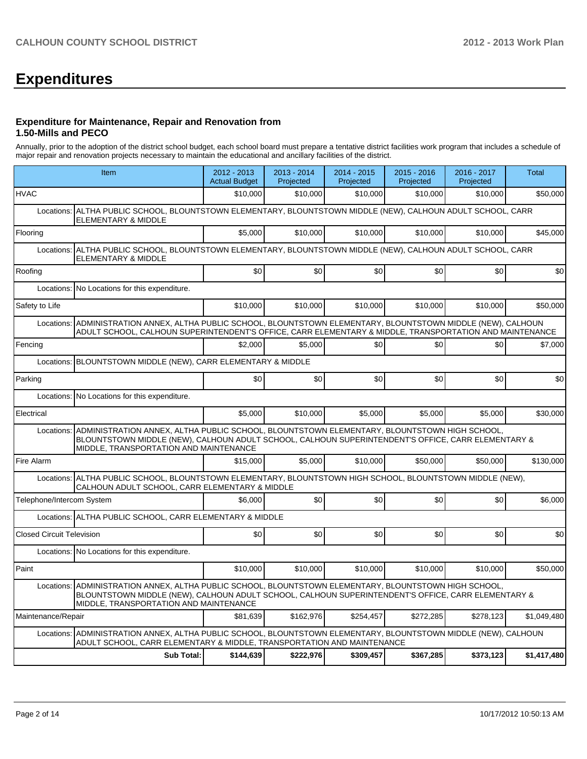# Expenditures

### Expenditure for Maintenance, Repair and Renovation from 1.50-Mills and PECO

Annually, prior to the adoption of the district school budget, each school board must prepare a tentative district facilities work program that includes a schedule of major repair and renovation projects necessary to maintain the educational and ancillary facilities of the district.

| Item | | 2012 - 2013 Actual Budget | 2013 - 2014 Projected | 2014 - 2015 Projected | 2015 - 2016 Projected | 2016 - 2017 Projected | Total |
|---|---|---|---|---|---|---|---|
| HVAC | | $10,000 | $10,000 | $10,000 | $10,000 | $10,000 | $50,000 |
| Locations: | ALTHA PUBLIC SCHOOL, BLOUNTSTOWN ELEMENTARY, BLOUNTSTOWN MIDDLE (NEW), CALHOUN ADULT SCHOOL, CARR ELEMENTARY & MIDDLE | | | | | | |
| Flooring | | $5,000 | $10,000 | $10,000 | $10,000 | $10,000 | $45,000 |
| Locations: | ALTHA PUBLIC SCHOOL, BLOUNTSTOWN ELEMENTARY, BLOUNTSTOWN MIDDLE (NEW), CALHOUN ADULT SCHOOL, CARR ELEMENTARY & MIDDLE | | | | | | |
| Roofing | | $0 | $0 | $0 | $0 | $0 | $0 |
| Locations: | No Locations for this expenditure. | | | | | | |
| Safety to Life | | $10,000 | $10,000 | $10,000 | $10,000 | $10,000 | $50,000 |
| Locations: | ADMINISTRATION ANNEX, ALTHA PUBLIC SCHOOL, BLOUNTSTOWN ELEMENTARY, BLOUNTSTOWN MIDDLE (NEW), CALHOUN ADULT SCHOOL, CALHOUN SUPERINTENDENT'S OFFICE, CARR ELEMENTARY & MIDDLE, TRANSPORTATION AND MAINTENANCE | | | | | | |
| Fencing | | $2,000 | $5,000 | $0 | $0 | $0 | $7,000 |
| Locations: | BLOUNTSTOWN MIDDLE (NEW), CARR ELEMENTARY & MIDDLE | | | | | | |
| Parking | | $0 | $0 | $0 | $0 | $0 | $0 |
| Locations: | No Locations for this expenditure. | | | | | | |
| Electrical | | $5,000 | $10,000 | $5,000 | $5,000 | $5,000 | $30,000 |
| Locations: | ADMINISTRATION ANNEX, ALTHA PUBLIC SCHOOL, BLOUNTSTOWN ELEMENTARY, BLOUNTSTOWN HIGH SCHOOL, BLOUNTSTOWN MIDDLE (NEW), CALHOUN ADULT SCHOOL, CALHOUN SUPERINTENDENT'S OFFICE, CARR ELEMENTARY & MIDDLE, TRANSPORTATION AND MAINTENANCE | | | | | | |
| Fire Alarm | | $15,000 | $5,000 | $10,000 | $50,000 | $50,000 | $130,000 |
| Locations: | ALTHA PUBLIC SCHOOL, BLOUNTSTOWN ELEMENTARY, BLOUNTSTOWN HIGH SCHOOL, BLOUNTSTOWN MIDDLE (NEW), CALHOUN ADULT SCHOOL, CARR ELEMENTARY & MIDDLE | | | | | | |
| Telephone/Intercom System | | $6,000 | $0 | $0 | $0 | $0 | $6,000 |
| Locations: | ALTHA PUBLIC SCHOOL, CARR ELEMENTARY & MIDDLE | | | | | | |
| Closed Circuit Television | | $0 | $0 | $0 | $0 | $0 | $0 |
| Locations: | No Locations for this expenditure. | | | | | | |
| Paint | | $10,000 | $10,000 | $10,000 | $10,000 | $10,000 | $50,000 |
| Locations: | ADMINISTRATION ANNEX, ALTHA PUBLIC SCHOOL, BLOUNTSTOWN ELEMENTARY, BLOUNTSTOWN HIGH SCHOOL, BLOUNTSTOWN MIDDLE (NEW), CALHOUN ADULT SCHOOL, CALHOUN SUPERINTENDENT'S OFFICE, CARR ELEMENTARY & MIDDLE, TRANSPORTATION AND MAINTENANCE | | | | | | |
| Maintenance/Repair | | $81,639 | $162,976 | $254,457 | $272,285 | $278,123 | $1,049,480 |
| Locations: | ADMINISTRATION ANNEX, ALTHA PUBLIC SCHOOL, BLOUNTSTOWN ELEMENTARY, BLOUNTSTOWN MIDDLE (NEW), CALHOUN ADULT SCHOOL, CARR ELEMENTARY & MIDDLE, TRANSPORTATION AND MAINTENANCE | | | | | | |
| | **Sub Total:** | **$144,639** | **$222,976** | **$309,457** | **$367,285** | **$373,123** | **$1,417,480** |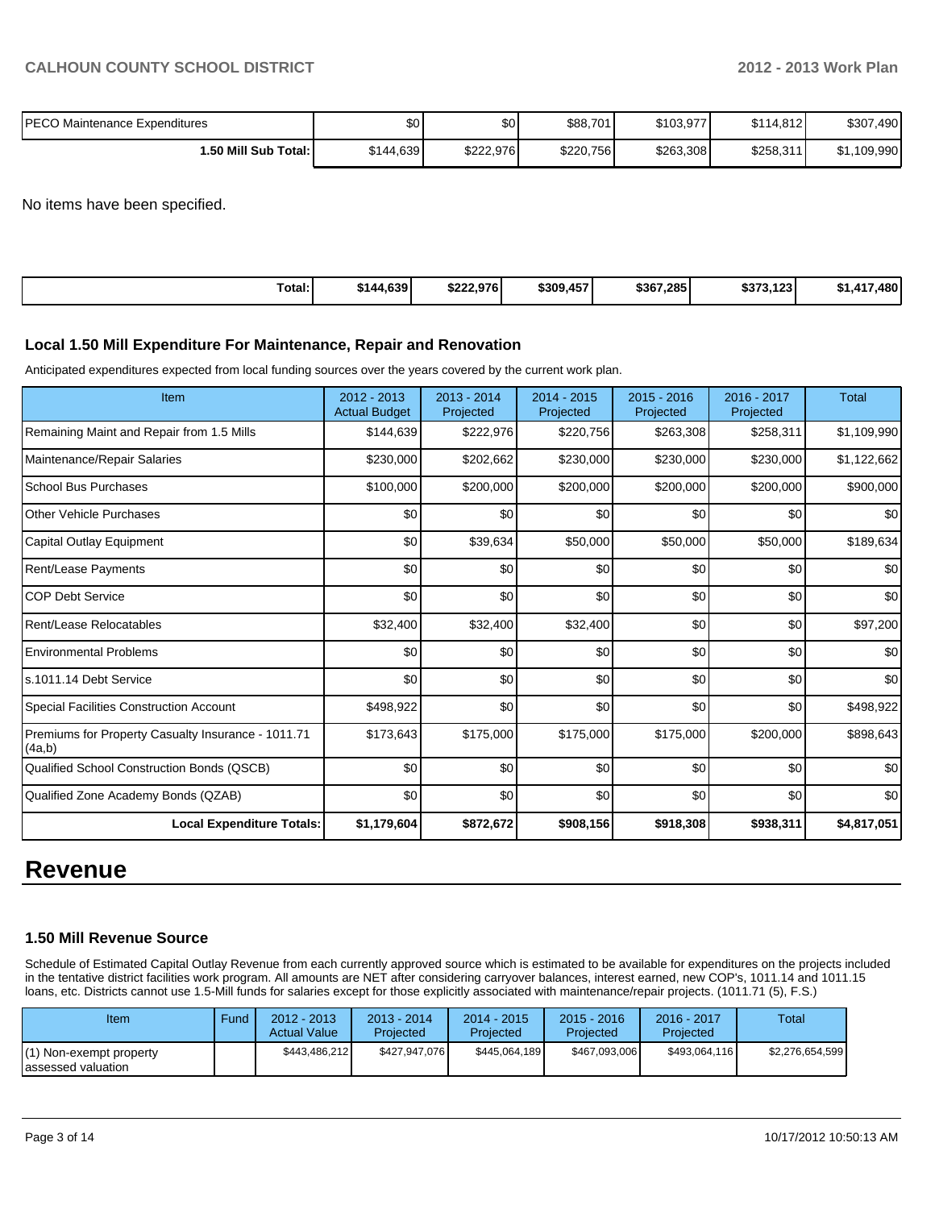| | | | | | | |
|---|---|---|---|---|---|---|
| PECO Maintenance Expenditures | $0 | $0 | $88,701 | $103,977 | $114,812 | $307,490 |
| **1.50 Mill Sub Total:** | $144,639 | $222,976 | $220,756 | $263,308 | $258,311 | $1,109,990 |

No items have been specified.

| | | | | | | |
|---|---|---|---|---|---|---|
| **Total:** | **$144,639** | **$222,976** | **$309,457** | **$367,285** | **$373,123** | **$1,417,480** |

### Local 1.50 Mill Expenditure For Maintenance, Repair and Renovation

Anticipated expenditures expected from local funding sources over the years covered by the current work plan.

| Item | 2012 - 2013 Actual Budget | 2013 - 2014 Projected | 2014 - 2015 Projected | 2015 - 2016 Projected | 2016 - 2017 Projected | Total |
|---|---|---|---|---|---|---|
| Remaining Maint and Repair from 1.5 Mills | $144,639 | $222,976 | $220,756 | $263,308 | $258,311 | $1,109,990 |
| Maintenance/Repair Salaries | $230,000 | $202,662 | $230,000 | $230,000 | $230,000 | $1,122,662 |
| School Bus Purchases | $100,000 | $200,000 | $200,000 | $200,000 | $200,000 | $900,000 |
| Other Vehicle Purchases | $0 | $0 | $0 | $0 | $0 | $0 |
| Capital Outlay Equipment | $0 | $39,634 | $50,000 | $50,000 | $50,000 | $189,634 |
| Rent/Lease Payments | $0 | $0 | $0 | $0 | $0 | $0 |
| COP Debt Service | $0 | $0 | $0 | $0 | $0 | $0 |
| Rent/Lease Relocatables | $32,400 | $32,400 | $32,400 | $0 | $0 | $97,200 |
| Environmental Problems | $0 | $0 | $0 | $0 | $0 | $0 |
| s.1011.14 Debt Service | $0 | $0 | $0 | $0 | $0 | $0 |
| Special Facilities Construction Account | $498,922 | $0 | $0 | $0 | $0 | $498,922 |
| Premiums for Property Casualty Insurance - 1011.71 (4a,b) | $173,643 | $175,000 | $175,000 | $175,000 | $200,000 | $898,643 |
| Qualified School Construction Bonds (QSCB) | $0 | $0 | $0 | $0 | $0 | $0 |
| Qualified Zone Academy Bonds (QZAB) | $0 | $0 | $0 | $0 | $0 | $0 |
| **Local Expenditure Totals:** | **$1,179,604** | **$872,672** | **$908,156** | **$918,308** | **$938,311** | **$4,817,051** |

# Revenue

### 1.50 Mill Revenue Source

Schedule of Estimated Capital Outlay Revenue from each currently approved source which is estimated to be available for expenditures on the projects included in the tentative district facilities work program. All amounts are NET after considering carryover balances, interest earned, new COP's, 1011.14 and 1011.15 loans, etc. Districts cannot use 1.5-Mill funds for salaries except for those explicitly associated with maintenance/repair projects. (1011.71 (5), F.S.)

| Item | Fund | 2012 - 2013 Actual Value | 2013 - 2014 Projected | 2014 - 2015 Projected | 2015 - 2016 Projected | 2016 - 2017 Projected | Total |
|---|---|---|---|---|---|---|---|
| (1) Non-exempt property assessed valuation | | $443,486,212 | $427,947,076 | $445,064,189 | $467,093,006 | $493,064,116 | $2,276,654,599 |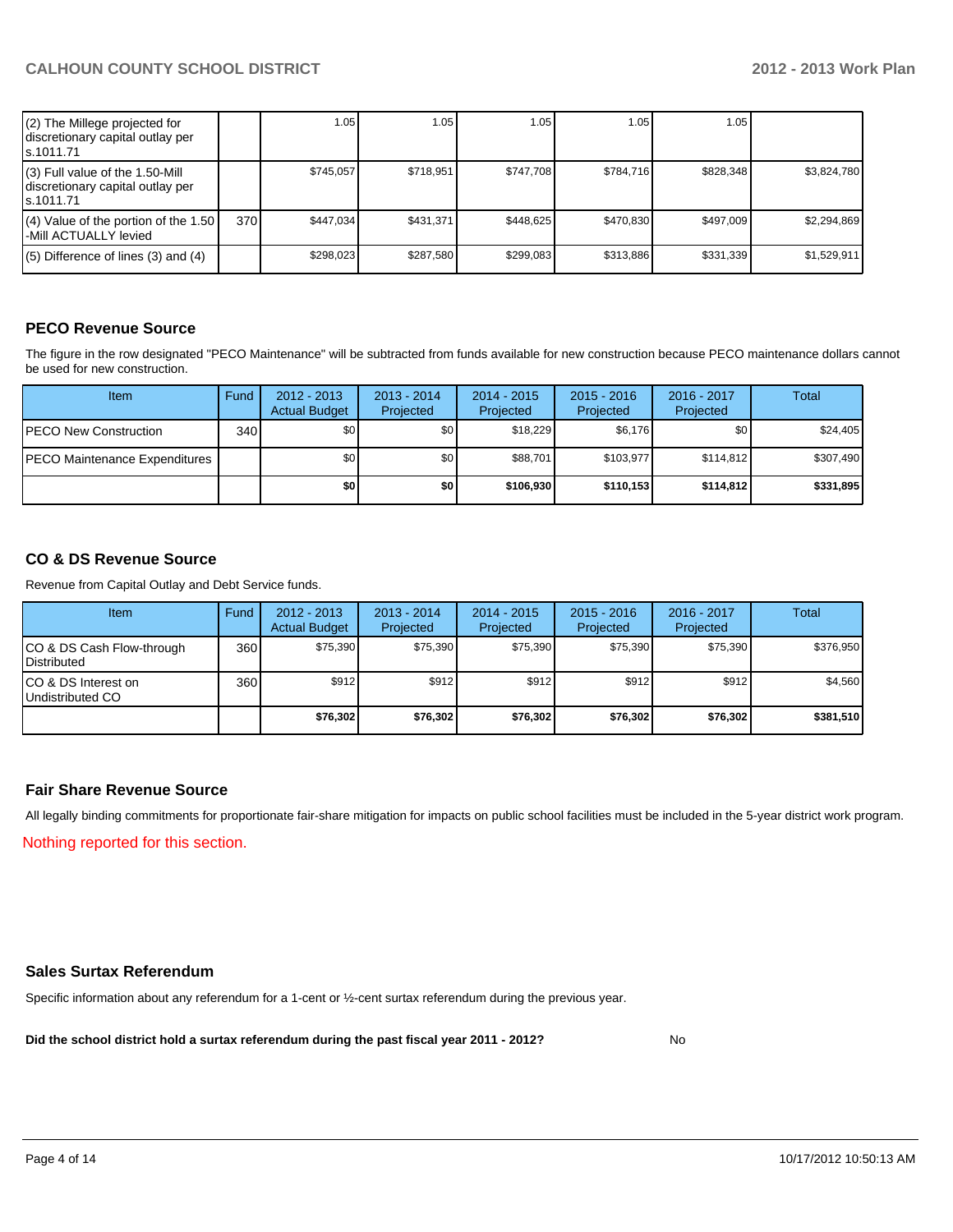| (2) The Millege projected for discretionary capital outlay per s.1011.71 | | 1.05 | 1.05 | 1.05 | 1.05 | 1.05 | |
|---|---|---|---|---|---|---|---|
| (3) Full value of the 1.50-Mill discretionary capital outlay per s.1011.71 | | $745,057 | $718,951 | $747,708 | $784,716 | $828,348 | $3,824,780 |
| (4) Value of the portion of the 1.50 -Mill ACTUALLY levied | 370 | $447,034 | $431,371 | $448,625 | $470,830 | $497,009 | $2,294,869 |
| (5) Difference of lines (3) and (4) | | $298,023 | $287,580 | $299,083 | $313,886 | $331,339 | $1,529,911 |

## PECO Revenue Source

The figure in the row designated "PECO Maintenance" will be subtracted from funds available for new construction because PECO maintenance dollars cannot be used for new construction.

| Item | Fund | 2012 - 2013 Actual Budget | 2013 - 2014 Projected | 2014 - 2015 Projected | 2015 - 2016 Projected | 2016 - 2017 Projected | Total |
|---|---|---|---|---|---|---|---|
| PECO New Construction | 340 | $0 | $0 | $18,229 | $6,176 | $0 | $24,405 |
| PECO Maintenance Expenditures | | $0 | $0 | $88,701 | $103,977 | $114,812 | $307,490 |
| | | **$0** | **$0** | **$106,930** | **$110,153** | **$114,812** | **$331,895** |

## CO & DS Revenue Source

Revenue from Capital Outlay and Debt Service funds.

| Item | Fund | 2012 - 2013 Actual Budget | 2013 - 2014 Projected | 2014 - 2015 Projected | 2015 - 2016 Projected | 2016 - 2017 Projected | Total |
|---|---|---|---|---|---|---|---|
| CO & DS Cash Flow-through Distributed | 360 | $75,390 | $75,390 | $75,390 | $75,390 | $75,390 | $376,950 |
| CO & DS Interest on Undistributed CO | 360 | $912 | $912 | $912 | $912 | $912 | $4,560 |
| | | **$76,302** | **$76,302** | **$76,302** | **$76,302** | **$76,302** | **$381,510** |

## Fair Share Revenue Source

All legally binding commitments for proportionate fair-share mitigation for impacts on public school facilities must be included in the 5-year district work program.

Nothing reported for this section.

## Sales Surtax Referendum

Specific information about any referendum for a 1-cent or ½-cent surtax referendum during the previous year.

**Did the school district hold a surtax referendum during the past fiscal year 2011 - 2012?** No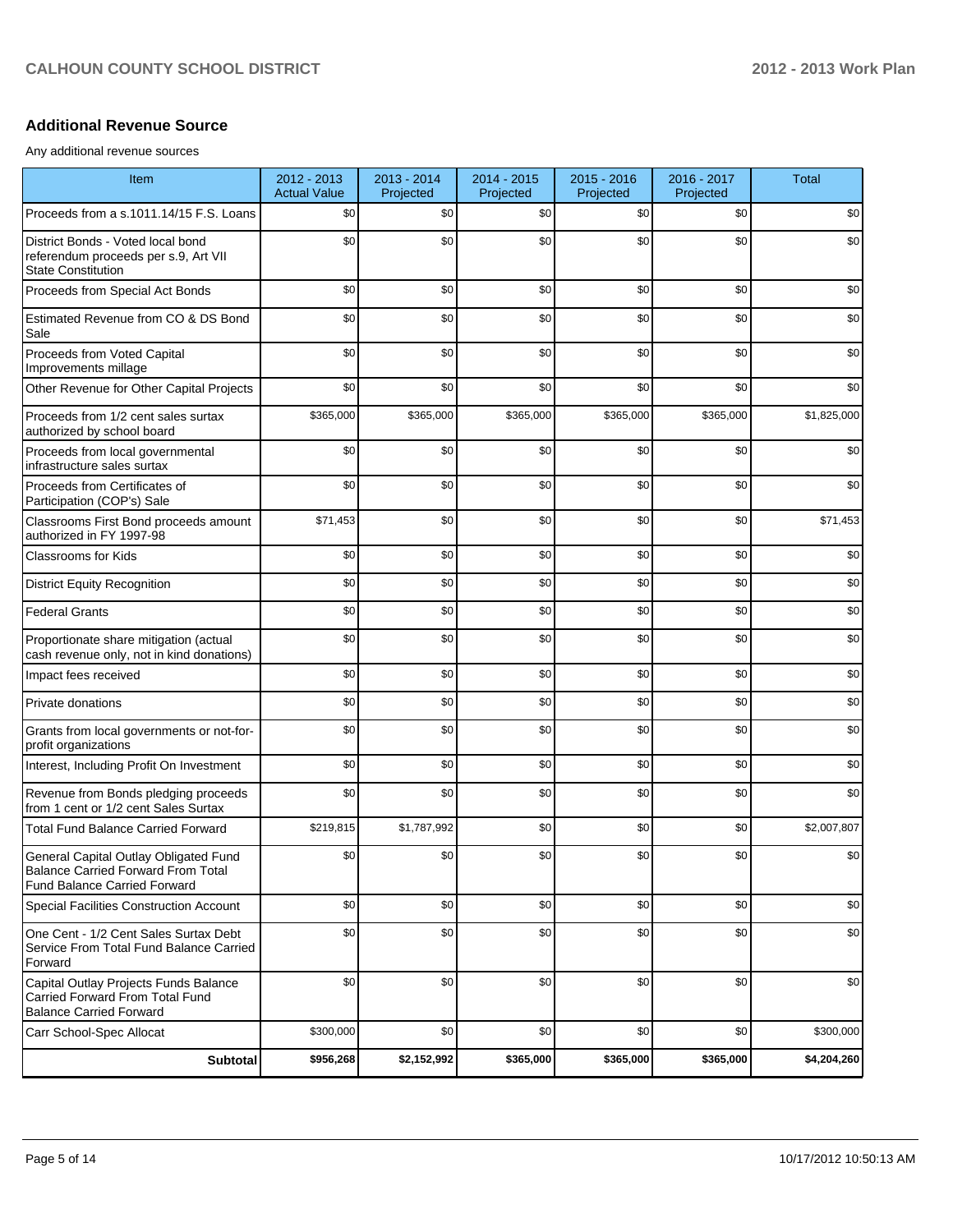## Additional Revenue Source

Any additional revenue sources

| Item | 2012 - 2013 Actual Value | 2013 - 2014 Projected | 2014 - 2015 Projected | 2015 - 2016 Projected | 2016 - 2017 Projected | Total |
|---|---|---|---|---|---|---|
| Proceeds from a s.1011.14/15 F.S. Loans | $0 | $0 | $0 | $0 | $0 | $0 |
| District Bonds - Voted local bond referendum proceeds per s.9, Art VII State Constitution | $0 | $0 | $0 | $0 | $0 | $0 |
| Proceeds from Special Act Bonds | $0 | $0 | $0 | $0 | $0 | $0 |
| Estimated Revenue from CO & DS Bond Sale | $0 | $0 | $0 | $0 | $0 | $0 |
| Proceeds from Voted Capital Improvements millage | $0 | $0 | $0 | $0 | $0 | $0 |
| Other Revenue for Other Capital Projects | $0 | $0 | $0 | $0 | $0 | $0 |
| Proceeds from 1/2 cent sales surtax authorized by school board | $365,000 | $365,000 | $365,000 | $365,000 | $365,000 | $1,825,000 |
| Proceeds from local governmental infrastructure sales surtax | $0 | $0 | $0 | $0 | $0 | $0 |
| Proceeds from Certificates of Participation (COP's) Sale | $0 | $0 | $0 | $0 | $0 | $0 |
| Classrooms First Bond proceeds amount authorized in FY 1997-98 | $71,453 | $0 | $0 | $0 | $0 | $71,453 |
| Classrooms for Kids | $0 | $0 | $0 | $0 | $0 | $0 |
| District Equity Recognition | $0 | $0 | $0 | $0 | $0 | $0 |
| Federal Grants | $0 | $0 | $0 | $0 | $0 | $0 |
| Proportionate share mitigation (actual cash revenue only, not in kind donations) | $0 | $0 | $0 | $0 | $0 | $0 |
| Impact fees received | $0 | $0 | $0 | $0 | $0 | $0 |
| Private donations | $0 | $0 | $0 | $0 | $0 | $0 |
| Grants from local governments or not-for-profit organizations | $0 | $0 | $0 | $0 | $0 | $0 |
| Interest, Including Profit On Investment | $0 | $0 | $0 | $0 | $0 | $0 |
| Revenue from Bonds pledging proceeds from 1 cent or 1/2 cent Sales Surtax | $0 | $0 | $0 | $0 | $0 | $0 |
| Total Fund Balance Carried Forward | $219,815 | $1,787,992 | $0 | $0 | $0 | $2,007,807 |
| General Capital Outlay Obligated Fund Balance Carried Forward From Total Fund Balance Carried Forward | $0 | $0 | $0 | $0 | $0 | $0 |
| Special Facilities Construction Account | $0 | $0 | $0 | $0 | $0 | $0 |
| One Cent - 1/2 Cent Sales Surtax Debt Service From Total Fund Balance Carried Forward | $0 | $0 | $0 | $0 | $0 | $0 |
| Capital Outlay Projects Funds Balance Carried Forward From Total Fund Balance Carried Forward | $0 | $0 | $0 | $0 | $0 | $0 |
| Carr School-Spec Allocat | $300,000 | $0 | $0 | $0 | $0 | $300,000 |
| **Subtotal** | **$956,268** | **$2,152,992** | **$365,000** | **$365,000** | **$365,000** | **$4,204,260** |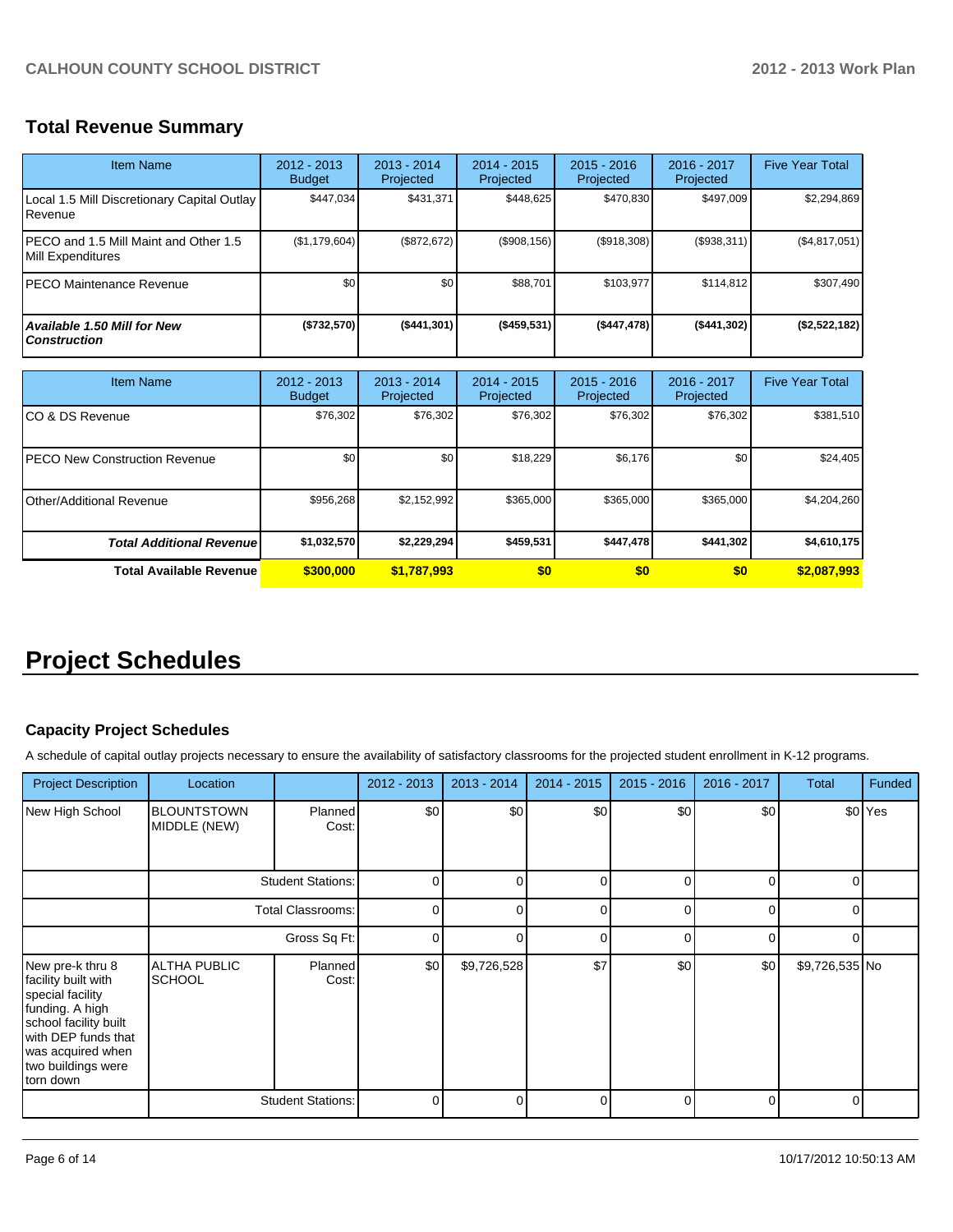## Total Revenue Summary

| Item Name | 2012 - 2013 Budget | 2013 - 2014 Projected | 2014 - 2015 Projected | 2015 - 2016 Projected | 2016 - 2017 Projected | Five Year Total |
|---|---|---|---|---|---|---|
| Local 1.5 Mill Discretionary Capital Outlay Revenue | $447,034 | $431,371 | $448,625 | $470,830 | $497,009 | $2,294,869 |
| PECO and 1.5 Mill Maint and Other 1.5 Mill Expenditures | ($1,179,604) | ($872,672) | ($908,156) | ($918,308) | ($938,311) | ($4,817,051) |
| PECO Maintenance Revenue | $0 | $0 | $88,701 | $103,977 | $114,812 | $307,490 |
| ***Available 1.50 Mill for New Construction*** | **($732,570)** | **($441,301)** | **($459,531)** | **($447,478)** | **($441,302)** | **($2,522,182)** |

| Item Name | 2012 - 2013 Budget | 2013 - 2014 Projected | 2014 - 2015 Projected | 2015 - 2016 Projected | 2016 - 2017 Projected | Five Year Total |
|---|---|---|---|---|---|---|
| CO & DS Revenue | $76,302 | $76,302 | $76,302 | $76,302 | $76,302 | $381,510 |
| PECO New Construction Revenue | $0 | $0 | $18,229 | $6,176 | $0 | $24,405 |
| Other/Additional Revenue | $956,268 | $2,152,992 | $365,000 | $365,000 | $365,000 | $4,204,260 |
| ***Total Additional Revenue*** | **$1,032,570** | **$2,229,294** | **$459,531** | **$447,478** | **$441,302** | **$4,610,175** |
| **Total Available Revenue** | **$300,000** | **$1,787,993** | **$0** | **$0** | **$0** | **$2,087,993** |

# Project Schedules

### Capacity Project Schedules

A schedule of capital outlay projects necessary to ensure the availability of satisfactory classrooms for the projected student enrollment in K-12 programs.

| Project Description | Location | | 2012 - 2013 | 2013 - 2014 | 2014 - 2015 | 2015 - 2016 | 2016 - 2017 | Total | Funded |
|---|---|---|---|---|---|---|---|---|---|
| New High School | BLOUNTSTOWN MIDDLE (NEW) | Planned Cost: | $0 | $0 | $0 | $0 | $0 | $0 | Yes |
| | | Student Stations: | 0 | 0 | 0 | 0 | 0 | 0 | |
| | | Total Classrooms: | 0 | 0 | 0 | 0 | 0 | 0 | |
| | | Gross Sq Ft: | 0 | 0 | 0 | 0 | 0 | 0 | |
| New pre-k thru 8 facility built with special facility funding. A high school facility built with DEP funds that was acquired when two buildings were torn down | ALTHA PUBLIC SCHOOL | Planned Cost: | $0 | $9,726,528 | $7 | $0 | $0 | $9,726,535 | No |
| | | Student Stations: | 0 | 0 | 0 | 0 | 0 | 0 | |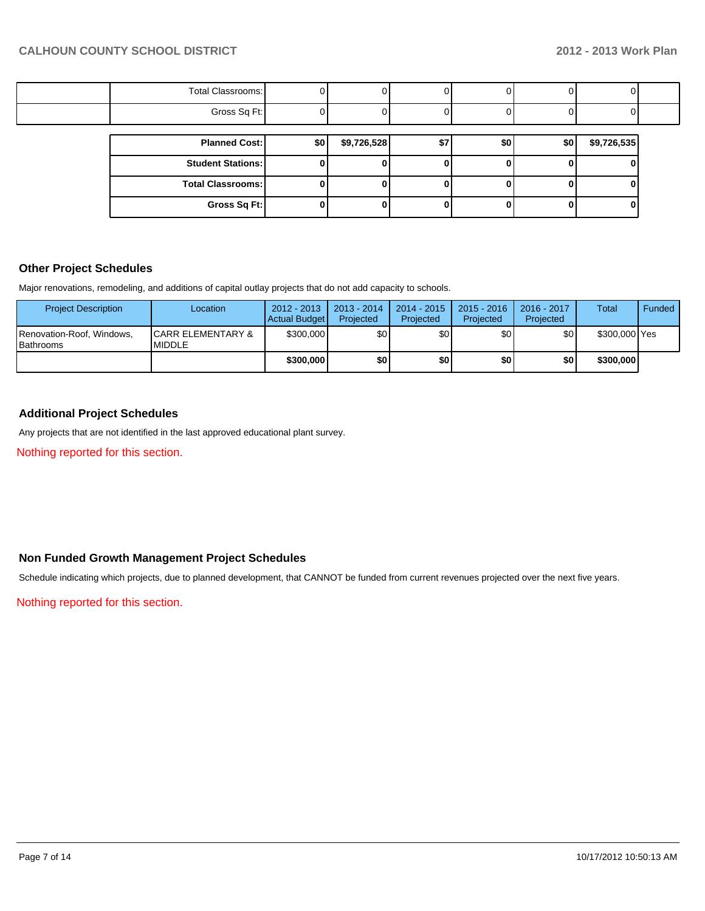| | | | | | | | | |
|---|---|---|---|---|---|---|---|---|
| | Total Classrooms: | 0 | 0 | 0 | 0 | 0 | 0 | |
| | Gross Sq Ft: | 0 | 0 | 0 | 0 | 0 | 0 | |

| | | | | | | |
|---|---|---|---|---|---|---|
| **Planned Cost:** | **$0** | **$9,726,528** | **$7** | **$0** | **$0** | **$9,726,535** |
| **Student Stations:** | **0** | **0** | **0** | **0** | **0** | **0** |
| **Total Classrooms:** | **0** | **0** | **0** | **0** | **0** | **0** |
| **Gross Sq Ft:** | **0** | **0** | **0** | **0** | **0** | **0** |

### Other Project Schedules

Major renovations, remodeling, and additions of capital outlay projects that do not add capacity to schools.

| Project Description | Location | 2012 - 2013 Actual Budget | 2013 - 2014 Projected | 2014 - 2015 Projected | 2015 - 2016 Projected | 2016 - 2017 Projected | Total | Funded |
|---|---|---|---|---|---|---|---|---|
| Renovation-Roof, Windows, Bathrooms | CARR ELEMENTARY & MIDDLE | $300,000 | $0 | $0 | $0 | $0 | $300,000 | Yes |
| | | **$300,000** | **$0** | **$0** | **$0** | **$0** | **$300,000** | |

### Additional Project Schedules

Any projects that are not identified in the last approved educational plant survey.

Nothing reported for this section.

### Non Funded Growth Management Project Schedules

Schedule indicating which projects, due to planned development, that CANNOT be funded from current revenues projected over the next five years.

Nothing reported for this section.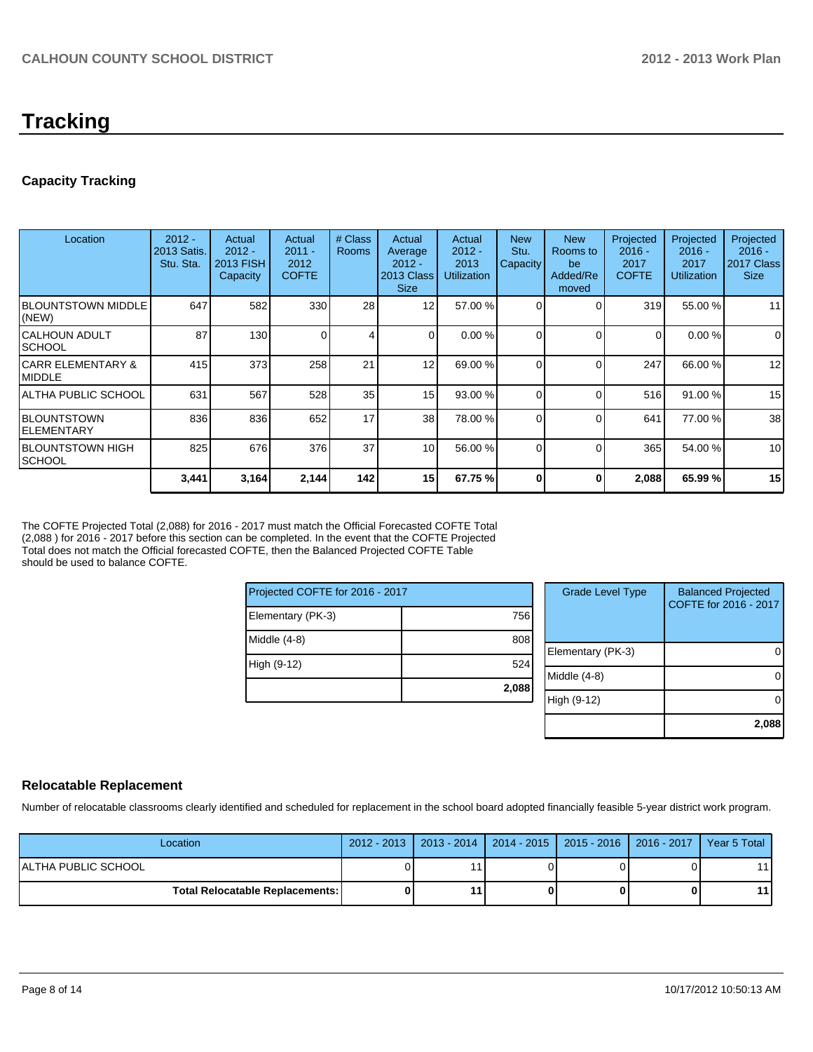# Tracking

## Capacity Tracking

| Location | 2012 - 2013 Satis. Stu. Sta. | Actual 2012 - 2013 FISH Capacity | Actual 2011 - 2012 COFTE | # Class Rooms | Actual Average 2012 - 2013 Class Size | Actual 2012 - 2013 Utilization | New Stu. Capacity | New Rooms to be Added/Removed | Projected 2016 - 2017 COFTE | Projected 2016 - 2017 Utilization | Projected 2016 - 2017 Class Size |
|---|---|---|---|---|---|---|---|---|---|---|---|
| BLOUNTSTOWN MIDDLE (NEW) | 647 | 582 | 330 | 28 | 12 | 57.00 % | 0 | 0 | 319 | 55.00 % | 11 |
| CALHOUN ADULT SCHOOL | 87 | 130 | 0 | 4 | 0 | 0.00 % | 0 | 0 | 0 | 0.00 % | 0 |
| CARR ELEMENTARY & MIDDLE | 415 | 373 | 258 | 21 | 12 | 69.00 % | 0 | 0 | 247 | 66.00 % | 12 |
| ALTHA PUBLIC SCHOOL | 631 | 567 | 528 | 35 | 15 | 93.00 % | 0 | 0 | 516 | 91.00 % | 15 |
| BLOUNTSTOWN ELEMENTARY | 836 | 836 | 652 | 17 | 38 | 78.00 % | 0 | 0 | 641 | 77.00 % | 38 |
| BLOUNTSTOWN HIGH SCHOOL | 825 | 676 | 376 | 37 | 10 | 56.00 % | 0 | 0 | 365 | 54.00 % | 10 |
| | **3,441** | **3,164** | **2,144** | **142** | **15** | **67.75 %** | **0** | **0** | **2,088** | **65.99 %** | **15** |

The COFTE Projected Total (2,088) for 2016 - 2017 must match the Official Forecasted COFTE Total (2,088 ) for 2016 - 2017 before this section can be completed. In the event that the COFTE Projected Total does not match the Official forecasted COFTE, then the Balanced Projected COFTE Table should be used to balance COFTE.

| Projected COFTE for 2016 - 2017 | |
|---|---|
| Elementary (PK-3) | 756 |
| Middle (4-8) | 808 |
| High (9-12) | 524 |
| | **2,088** |

| Grade Level Type | Balanced Projected COFTE for 2016 - 2017 |
|---|---|
| Elementary (PK-3) | 0 |
| Middle (4-8) | 0 |
| High (9-12) | 0 |
| | **2,088** |

## Relocatable Replacement

Number of relocatable classrooms clearly identified and scheduled for replacement in the school board adopted financially feasible 5-year district work program.

| Location | 2012 - 2013 | 2013 - 2014 | 2014 - 2015 | 2015 - 2016 | 2016 - 2017 | Year 5 Total |
|---|---|---|---|---|---|---|
| ALTHA PUBLIC SCHOOL | 0 | 11 | 0 | 0 | 0 | 11 |
| **Total Relocatable Replacements:** | **0** | **11** | **0** | **0** | **0** | **11** |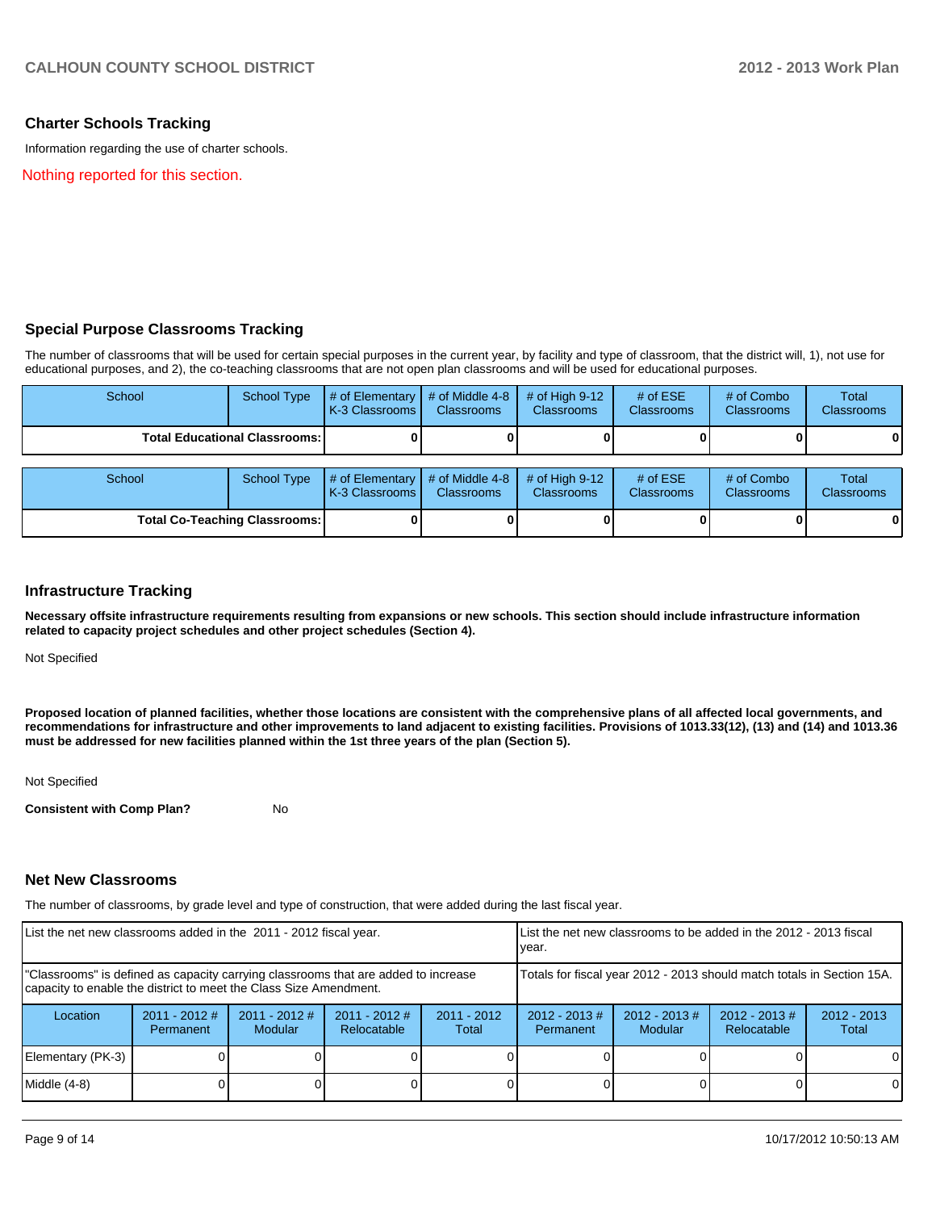## Charter Schools Tracking

Information regarding the use of charter schools.

Nothing reported for this section.

## Special Purpose Classrooms Tracking

The number of classrooms that will be used for certain special purposes in the current year, by facility and type of classroom, that the district will, 1), not use for educational purposes, and 2), the co-teaching classrooms that are not open plan classrooms and will be used for educational purposes.

| School | School Type | # of Elementary K-3 Classrooms | # of Middle 4-8 Classrooms | # of High 9-12 Classrooms | # of ESE Classrooms | # of Combo Classrooms | Total Classrooms |
|---|---|---|---|---|---|---|---|
| **Total Educational Classrooms:** | | **0** | **0** | **0** | **0** | **0** | **0** |

| School | School Type | # of Elementary K-3 Classrooms | # of Middle 4-8 Classrooms | # of High 9-12 Classrooms | # of ESE Classrooms | # of Combo Classrooms | Total Classrooms |
|---|---|---|---|---|---|---|---|
| **Total Co-Teaching Classrooms:** | | **0** | **0** | **0** | **0** | **0** | **0** |

## Infrastructure Tracking

**Necessary offsite infrastructure requirements resulting from expansions or new schools. This section should include infrastructure information related to capacity project schedules and other project schedules (Section 4).**

Not Specified

**Proposed location of planned facilities, whether those locations are consistent with the comprehensive plans of all affected local governments, and recommendations for infrastructure and other improvements to land adjacent to existing facilities. Provisions of 1013.33(12), (13) and (14) and 1013.36 must be addressed for new facilities planned within the 1st three years of the plan (Section 5).**

Not Specified

**Consistent with Comp Plan?** No

## Net New Classrooms

The number of classrooms, by grade level and type of construction, that were added during the last fiscal year.

| List the net new classrooms added in the 2011 - 2012 fiscal year. | | | | | List the net new classrooms to be added in the 2012 - 2013 fiscal year. | | | |
|---|---|---|---|---|---|---|---|---|
| "Classrooms" is defined as capacity carrying classrooms that are added to increase capacity to enable the district to meet the Class Size Amendment. | | | | | Totals for fiscal year 2012 - 2013 should match totals in Section 15A. | | | |
| Location | 2011 - 2012 # Permanent | 2011 - 2012 # Modular | 2011 - 2012 # Relocatable | 2011 - 2012 Total | 2012 - 2013 # Permanent | 2012 - 2013 # Modular | 2012 - 2013 # Relocatable | 2012 - 2013 Total |
| Elementary (PK-3) | 0 | 0 | 0 | 0 | 0 | 0 | 0 | 0 |
| Middle (4-8) | 0 | 0 | 0 | 0 | 0 | 0 | 0 | 0 |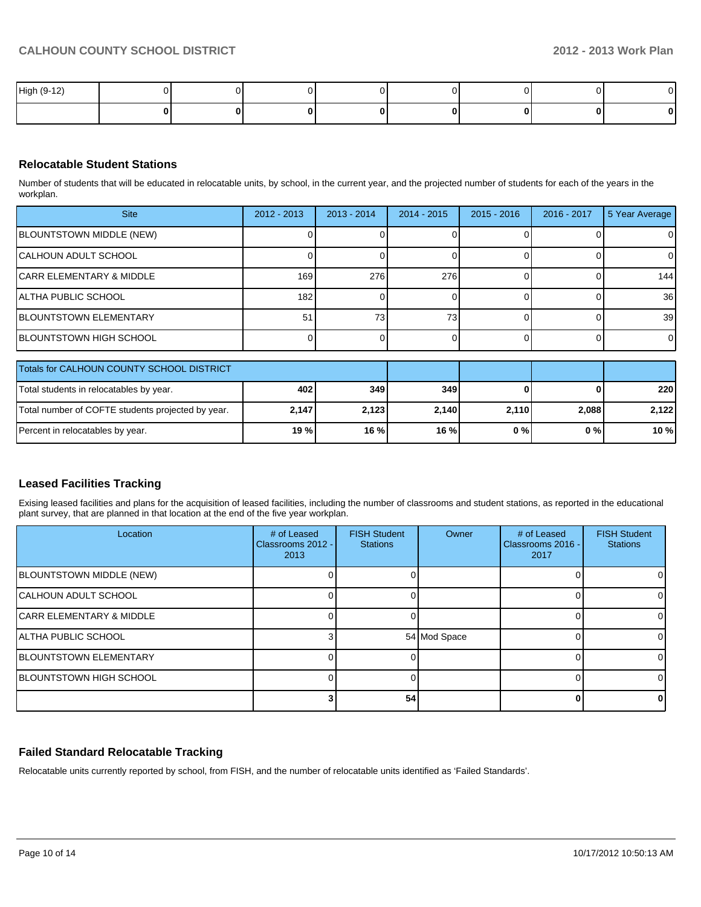| High (9-12) | 0 | 0 | 0 | 0 | 0 | 0 | 0 | 0 |
|---|---|---|---|---|---|---|---|---|
| | **0** | **0** | **0** | **0** | **0** | **0** | **0** | **0** |

## Relocatable Student Stations

Number of students that will be educated in relocatable units, by school, in the current year, and the projected number of students for each of the years in the workplan.

| Site | 2012 - 2013 | 2013 - 2014 | 2014 - 2015 | 2015 - 2016 | 2016 - 2017 | 5 Year Average |
|---|---|---|---|---|---|---|
| BLOUNTSTOWN MIDDLE (NEW) | 0 | 0 | 0 | 0 | 0 | 0 |
| CALHOUN ADULT SCHOOL | 0 | 0 | 0 | 0 | 0 | 0 |
| CARR ELEMENTARY & MIDDLE | 169 | 276 | 276 | 0 | 0 | 144 |
| ALTHA PUBLIC SCHOOL | 182 | 0 | 0 | 0 | 0 | 36 |
| BLOUNTSTOWN ELEMENTARY | 51 | 73 | 73 | 0 | 0 | 39 |
| BLOUNTSTOWN HIGH SCHOOL | 0 | 0 | 0 | 0 | 0 | 0 |

| Totals for CALHOUN COUNTY SCHOOL DISTRICT | | | | | | |
|---|---|---|---|---|---|---|
| Total students in relocatables by year. | **402** | **349** | **349** | **0** | **0** | **220** |
| Total number of COFTE students projected by year. | **2,147** | **2,123** | **2,140** | **2,110** | **2,088** | **2,122** |
| Percent in relocatables by year. | **19 %** | **16 %** | **16 %** | **0 %** | **0 %** | **10 %** |

## Leased Facilities Tracking

Exising leased facilities and plans for the acquisition of leased facilities, including the number of classrooms and student stations, as reported in the educational plant survey, that are planned in that location at the end of the five year workplan.

| Location | # of Leased Classrooms 2012 - 2013 | FISH Student Stations | Owner | # of Leased Classrooms 2016 - 2017 | FISH Student Stations |
|---|---|---|---|---|---|
| BLOUNTSTOWN MIDDLE (NEW) | 0 | 0 | | 0 | 0 |
| CALHOUN ADULT SCHOOL | 0 | 0 | | 0 | 0 |
| CARR ELEMENTARY & MIDDLE | 0 | 0 | | 0 | 0 |
| ALTHA PUBLIC SCHOOL | 3 | 54 | Mod Space | 0 | 0 |
| BLOUNTSTOWN ELEMENTARY | 0 | 0 | | 0 | 0 |
| BLOUNTSTOWN HIGH SCHOOL | 0 | 0 | | 0 | 0 |
| | **3** | **54** | | **0** | **0** |

## Failed Standard Relocatable Tracking

Relocatable units currently reported by school, from FISH, and the number of relocatable units identified as 'Failed Standards'.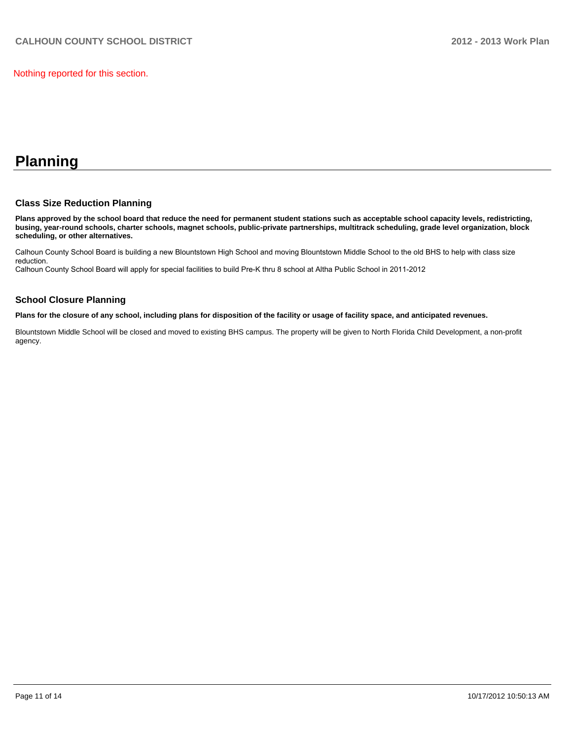Nothing reported for this section.

# Planning

### Class Size Reduction Planning

**Plans approved by the school board that reduce the need for permanent student stations such as acceptable school capacity levels, redistricting, busing, year-round schools, charter schools, magnet schools, public-private partnerships, multitrack scheduling, grade level organization, block scheduling, or other alternatives.**

Calhoun County School Board is building a new Blountstown High School and moving Blountstown Middle School to the old BHS to help with class size reduction.
Calhoun County School Board will apply for special facilities to build Pre-K thru 8 school at Altha Public School in 2011-2012

### School Closure Planning

**Plans for the closure of any school, including plans for disposition of the facility or usage of facility space, and anticipated revenues.**

Blountstown Middle School will be closed and moved to existing BHS campus. The property will be given to North Florida Child Development, a non-profit agency.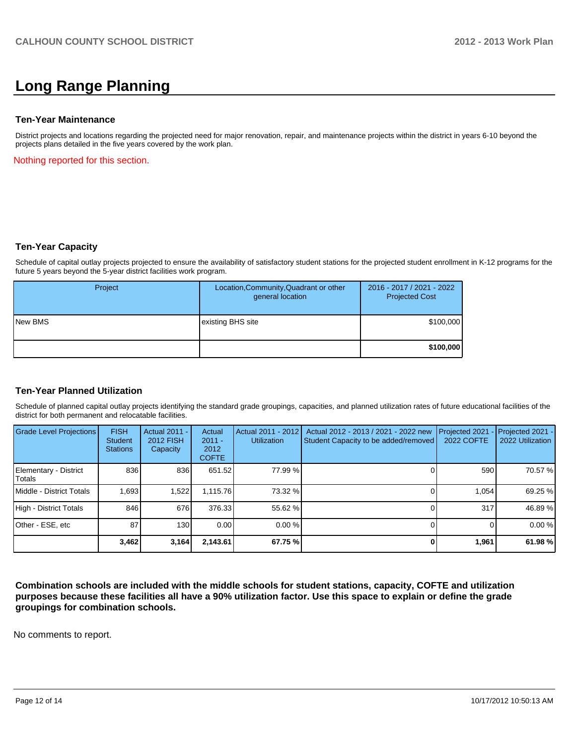# Long Range Planning

### Ten-Year Maintenance

District projects and locations regarding the projected need for major renovation, repair, and maintenance projects within the district in years 6-10 beyond the projects plans detailed in the five years covered by the work plan.

Nothing reported for this section.

### Ten-Year Capacity

Schedule of capital outlay projects projected to ensure the availability of satisfactory student stations for the projected student enrollment in K-12 programs for the future 5 years beyond the 5-year district facilities work program.

| Project | Location,Community,Quadrant or other general location | 2016 - 2017 / 2021 - 2022 Projected Cost |
|---|---|---|
| New BMS | existing BHS site | $100,000 |
| | | **$100,000** |

### Ten-Year Planned Utilization

Schedule of planned capital outlay projects identifying the standard grade groupings, capacities, and planned utilization rates of future educational facilities of the district for both permanent and relocatable facilities.

| Grade Level Projections | FISH Student Stations | Actual 2011 - 2012 FISH Capacity | Actual 2011 - 2012 COFTE | Actual 2011 - 2012 Utilization | Actual 2012 - 2013 / 2021 - 2022 new Student Capacity to be added/removed | Projected 2021 - 2022 COFTE | Projected 2021 - 2022 Utilization |
|---|---|---|---|---|---|---|---|
| Elementary - District Totals | 836 | 836 | 651.52 | 77.99 % | 0 | 590 | 70.57 % |
| Middle - District Totals | 1,693 | 1,522 | 1,115.76 | 73.32 % | 0 | 1,054 | 69.25 % |
| High - District Totals | 846 | 676 | 376.33 | 55.62 % | 0 | 317 | 46.89 % |
| Other - ESE, etc | 87 | 130 | 0.00 | 0.00 % | 0 | 0 | 0.00 % |
| | **3,462** | **3,164** | **2,143.61** | **67.75 %** | **0** | **1,961** | **61.98 %** |

**Combination schools are included with the middle schools for student stations, capacity, COFTE and utilization purposes because these facilities all have a 90% utilization factor. Use this space to explain or define the grade groupings for combination schools.**

No comments to report.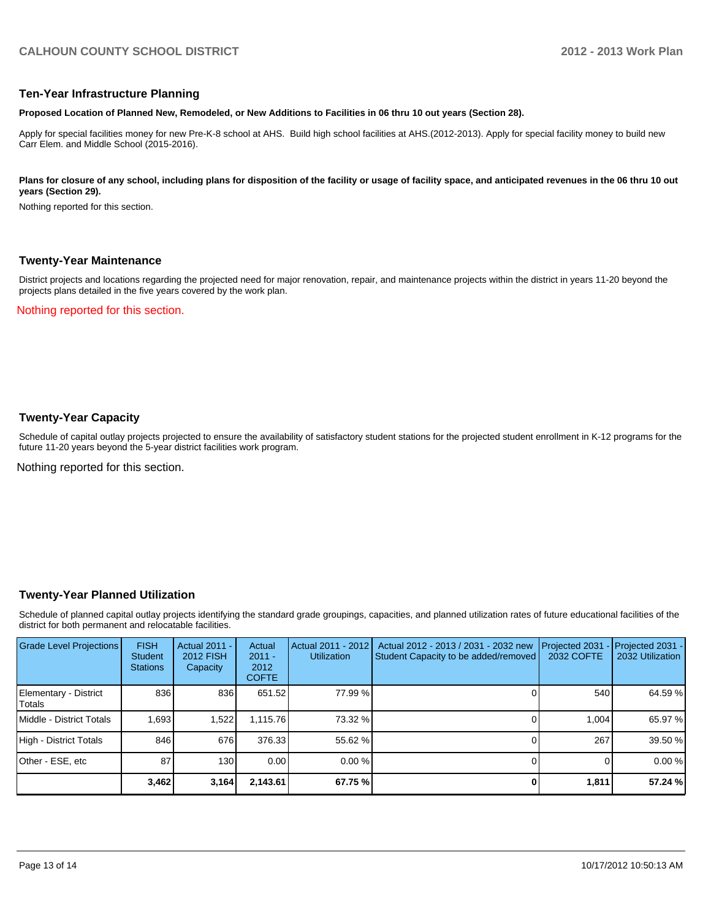## Ten-Year Infrastructure Planning

**Proposed Location of Planned New, Remodeled, or New Additions to Facilities in 06 thru 10 out years (Section 28).**

Apply for special facilities money for new Pre-K-8 school at AHS. Build high school facilities at AHS.(2012-2013). Apply for special facility money to build new Carr Elem. and Middle School (2015-2016).

**Plans for closure of any school, including plans for disposition of the facility or usage of facility space, and anticipated revenues in the 06 thru 10 out years (Section 29).**

Nothing reported for this section.

## Twenty-Year Maintenance

District projects and locations regarding the projected need for major renovation, repair, and maintenance projects within the district in years 11-20 beyond the projects plans detailed in the five years covered by the work plan.

Nothing reported for this section.

## Twenty-Year Capacity

Schedule of capital outlay projects projected to ensure the availability of satisfactory student stations for the projected student enrollment in K-12 programs for the future 11-20 years beyond the 5-year district facilities work program.

Nothing reported for this section.

## Twenty-Year Planned Utilization

Schedule of planned capital outlay projects identifying the standard grade groupings, capacities, and planned utilization rates of future educational facilities of the district for both permanent and relocatable facilities.

| Grade Level Projections | FISH Student Stations | Actual 2011 - 2012 FISH Capacity | Actual 2011 - 2012 COFTE | Actual 2011 - 2012 Utilization | Actual 2012 - 2013 / 2031 - 2032 new Student Capacity to be added/removed | Projected 2031 - 2032 COFTE | Projected 2031 - 2032 Utilization |
|---|---|---|---|---|---|---|---|
| Elementary - District Totals | 836 | 836 | 651.52 | 77.99 % | 0 | 540 | 64.59 % |
| Middle - District Totals | 1,693 | 1,522 | 1,115.76 | 73.32 % | 0 | 1,004 | 65.97 % |
| High - District Totals | 846 | 676 | 376.33 | 55.62 % | 0 | 267 | 39.50 % |
| Other - ESE, etc | 87 | 130 | 0.00 | 0.00 % | 0 | 0 | 0.00 % |
| | **3,462** | **3,164** | **2,143.61** | **67.75 %** | **0** | **1,811** | **57.24 %** |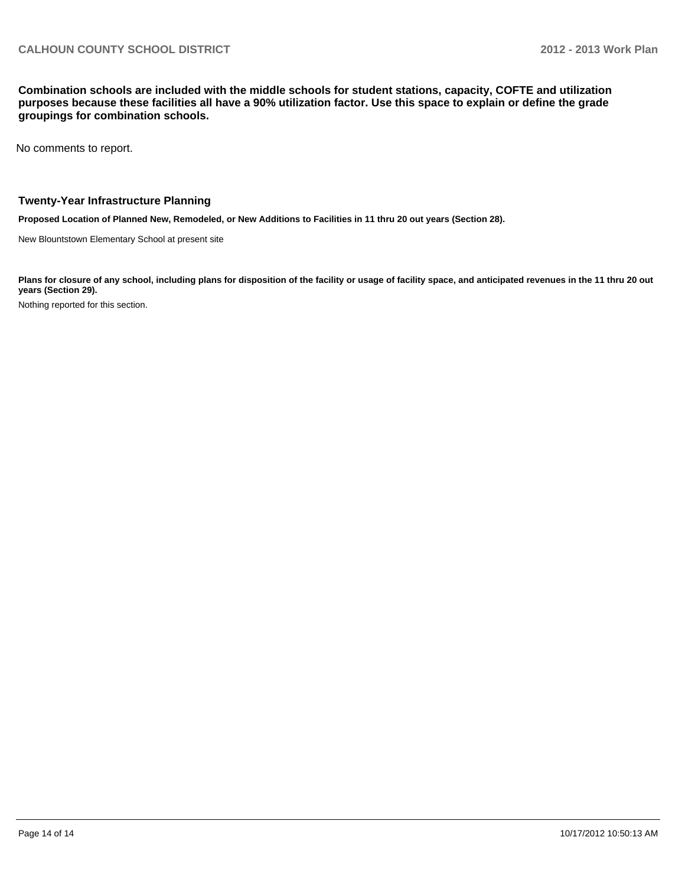**Combination schools are included with the middle schools for student stations, capacity, COFTE and utilization purposes because these facilities all have a 90% utilization factor. Use this space to explain or define the grade groupings for combination schools.**

No comments to report.

## Twenty-Year Infrastructure Planning

**Proposed Location of Planned New, Remodeled, or New Additions to Facilities in 11 thru 20 out years (Section 28).**

New Blountstown Elementary School at present site

**Plans for closure of any school, including plans for disposition of the facility or usage of facility space, and anticipated revenues in the 11 thru 20 out years (Section 29).**

Nothing reported for this section.